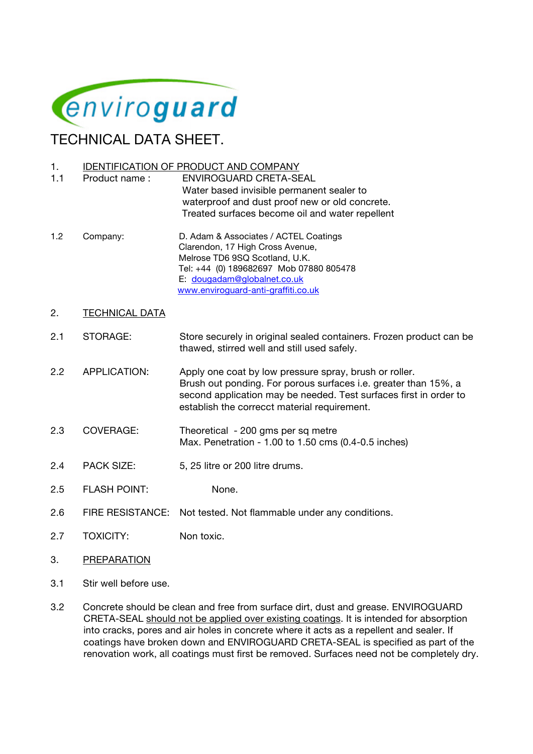enviroguard

# TECHNICAL DATA SHEET.

## 1. IDENTIFICATION OF PRODUCT AND COMPANY

1.1 Product name : ENVIROGUARD CRETA-SEAL
Water based invisible permanent sealer to waterproof and dust proof new or old concrete.
Treated surfaces become oil and water repellent

1.2 Company: D. Adam & Associates / ACTEL Coatings
Clarendon, 17 High Cross Avenue,
Melrose TD6 9SQ Scotland, U.K.
Tel: +44 (0) 189682697 Mob 07880 805478
E: dougadam@globalnet.co.uk
www.enviroguard-anti-graffiti.co.uk

## 2. TECHNICAL DATA

2.1 STORAGE: Store securely in original sealed containers. Frozen product can be thawed, stirred well and still used safely.

2.2 APPLICATION: Apply one coat by low pressure spray, brush or roller. Brush out ponding. For porous surfaces i.e. greater than 15%, a second application may be needed. Test surfaces first in order to establish the correcct material requirement.

2.3 COVERAGE: Theoretical - 200 gms per sq metre
Max. Penetration - 1.00 to 1.50 cms (0.4-0.5 inches)

2.4 PACK SIZE: 5, 25 litre or 200 litre drums.

2.5 FLASH POINT: None.

2.6 FIRE RESISTANCE: Not tested. Not flammable under any conditions.

2.7 TOXICITY: Non toxic.

## 3. PREPARATION

3.1 Stir well before use.

3.2 Concrete should be clean and free from surface dirt, dust and grease. ENVIROGUARD CRETA-SEAL should not be applied over existing coatings. It is intended for absorption into cracks, pores and air holes in concrete where it acts as a repellent and sealer. If coatings have broken down and ENVIROGUARD CRETA-SEAL is specified as part of the renovation work, all coatings must first be removed. Surfaces need not be completely dry.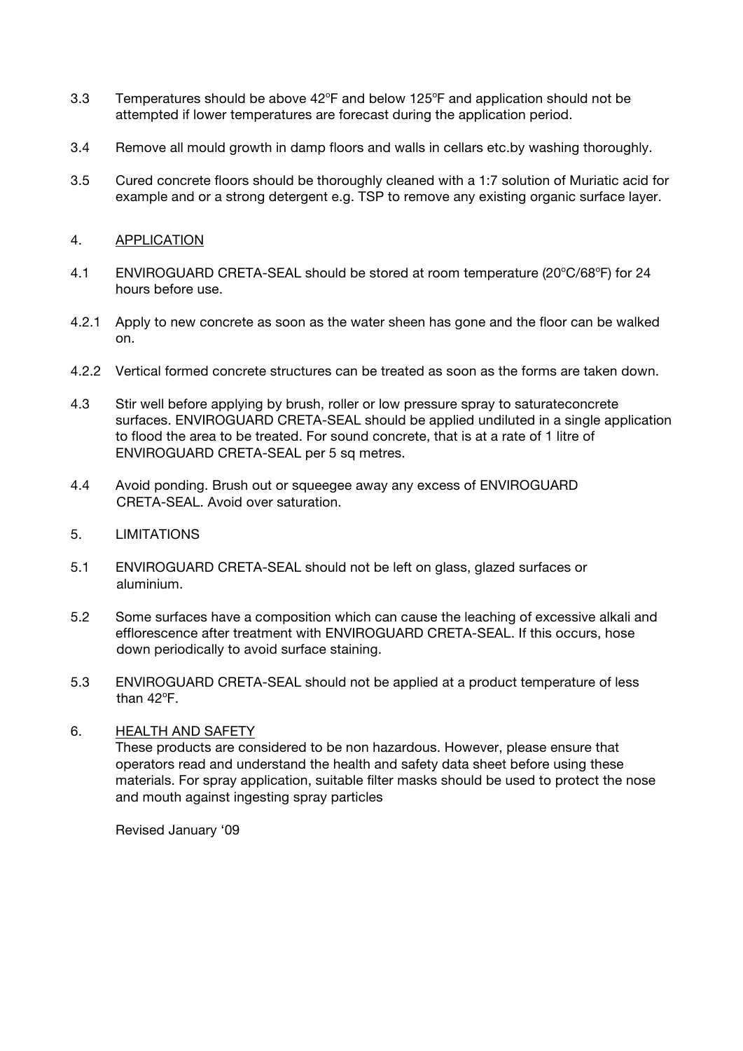3.3 Temperatures should be above 42°F and below 125°F and application should not be attempted if lower temperatures are forecast during the application period.

3.4 Remove all mould growth in damp floors and walls in cellars etc.by washing thoroughly.

3.5 Cured concrete floors should be thoroughly cleaned with a 1:7 solution of Muriatic acid for example and or a strong detergent e.g. TSP to remove any existing organic surface layer.

## 4. <u>APPLICATION</u>

4.1 ENVIROGUARD CRETA-SEAL should be stored at room temperature (20°C/68°F) for 24 hours before use.

4.2.1 Apply to new concrete as soon as the water sheen has gone and the floor can be walked on.

4.2.2 Vertical formed concrete structures can be treated as soon as the forms are taken down.

4.3 Stir well before applying by brush, roller or low pressure spray to saturateconcrete surfaces. ENVIROGUARD CRETA-SEAL should be applied undiluted in a single application to flood the area to be treated. For sound concrete, that is at a rate of 1 litre of ENVIROGUARD CRETA-SEAL per 5 sq metres.

4.4 Avoid ponding. Brush out or squeegee away any excess of ENVIROGUARD CRETA-SEAL. Avoid over saturation.

## 5. LIMITATIONS

5.1 ENVIROGUARD CRETA-SEAL should not be left on glass, glazed surfaces or aluminium.

5.2 Some surfaces have a composition which can cause the leaching of excessive alkali and efflorescence after treatment with ENVIROGUARD CRETA-SEAL. If this occurs, hose down periodically to avoid surface staining.

5.3 ENVIROGUARD CRETA-SEAL should not be applied at a product temperature of less than 42°F.

## 6. <u>HEALTH AND SAFETY</u>

These products are considered to be non hazardous. However, please ensure that operators read and understand the health and safety data sheet before using these materials. For spray application, suitable filter masks should be used to protect the nose and mouth against ingesting spray particles

Revised January '09